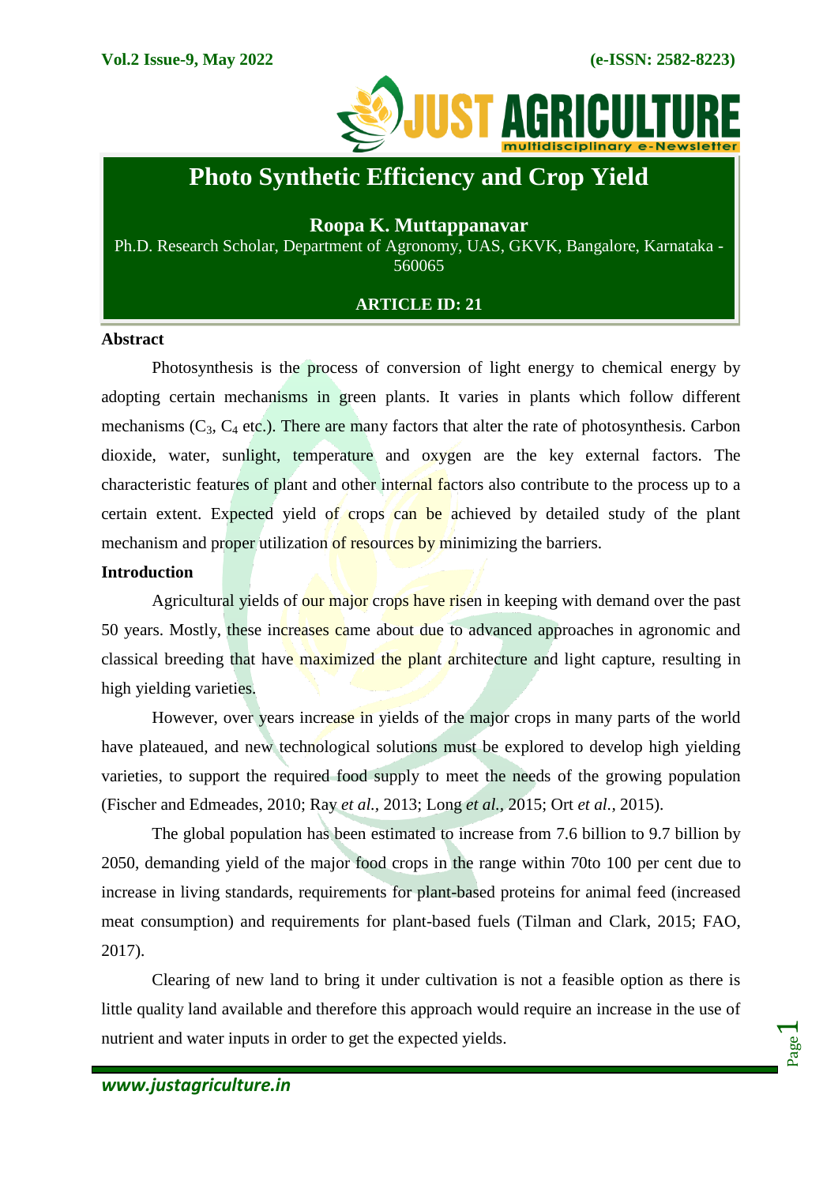# Photo Synthetic Efficiency and Crop Yield

**Roopa K. Muttappanavar**

Ph.D. Research Scholar, Department of Agronomy, UAS, GKVK, Bangalore, Karnataka - 560065

**ARTICLE ID: 21**

## Abstract

Photosynthesis is the process of conversion of light energy to chemical energy by adopting certain mechanisms in green plants. It varies in plants which follow different mechanisms ($C_3$, $C_4$ etc.). There are many factors that alter the rate of photosynthesis. Carbon dioxide, water, sunlight, temperature and oxygen are the key external factors. The characteristic features of plant and other internal factors also contribute to the process up to a certain extent. Expected yield of crops can be achieved by detailed study of the plant mechanism and proper utilization of resources by minimizing the barriers.

## Introduction

Agricultural yields of our major crops have risen in keeping with demand over the past 50 years. Mostly, these increases came about due to advanced approaches in agronomic and classical breeding that have maximized the plant architecture and light capture, resulting in high yielding varieties.

However, over years increase in yields of the major crops in many parts of the world have plateaued, and new technological solutions must be explored to develop high yielding varieties, to support the required food supply to meet the needs of the growing population (Fischer and Edmeades, 2010; Ray *et al.*, 2013; Long *et al.*, 2015; Ort *et al.*, 2015).

The global population has been estimated to increase from 7.6 billion to 9.7 billion by 2050, demanding yield of the major food crops in the range within 70to 100 per cent due to increase in living standards, requirements for plant-based proteins for animal feed (increased meat consumption) and requirements for plant-based fuels (Tilman and Clark, 2015; FAO, 2017).

Clearing of new land to bring it under cultivation is not a feasible option as there is little quality land available and therefore this approach would require an increase in the use of nutrient and water inputs in order to get the expected yields.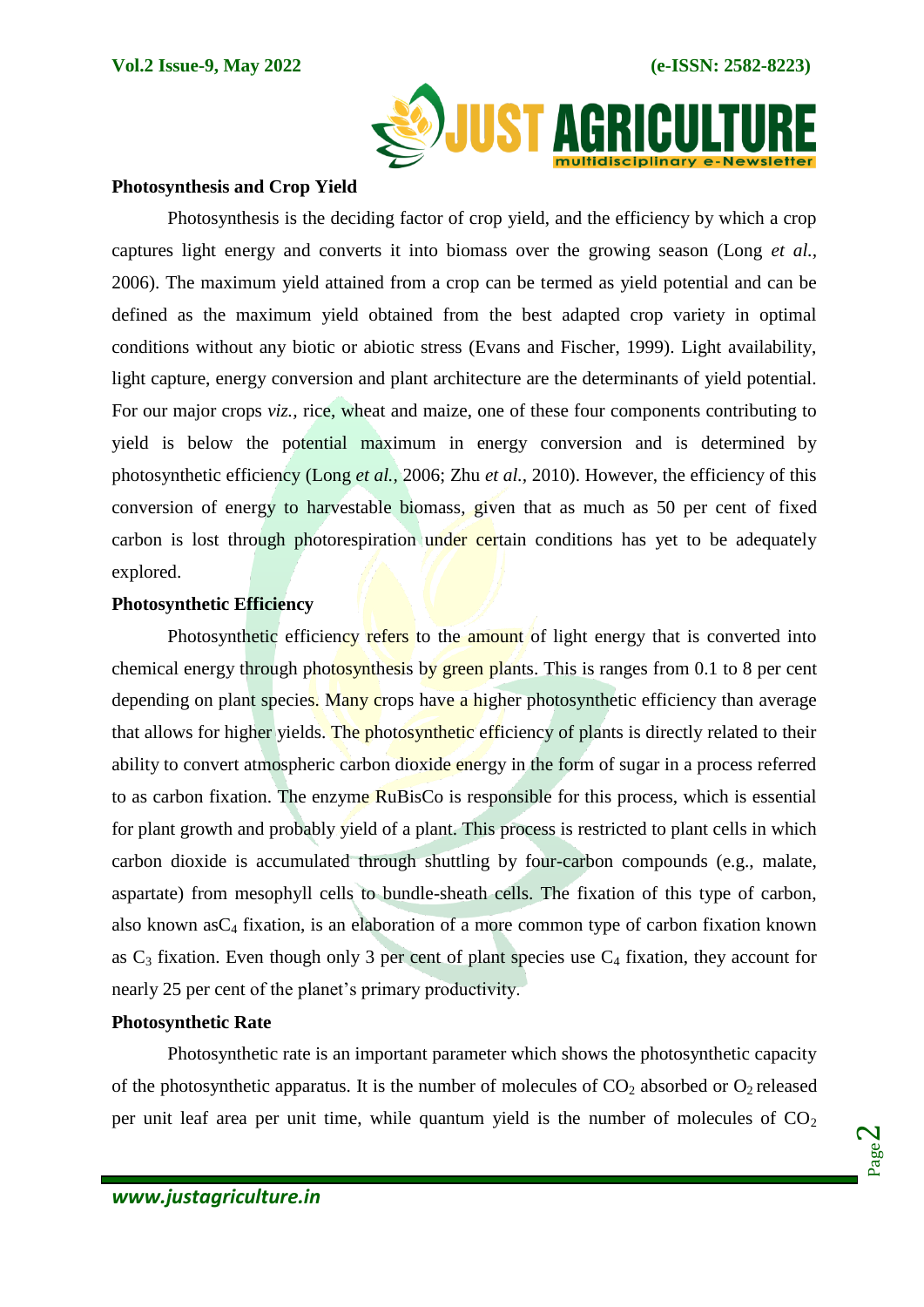### Photosynthesis and Crop Yield

Photosynthesis is the deciding factor of crop yield, and the efficiency by which a crop captures light energy and converts it into biomass over the growing season (Long *et al.,* 2006). The maximum yield attained from a crop can be termed as yield potential and can be defined as the maximum yield obtained from the best adapted crop variety in optimal conditions without any biotic or abiotic stress (Evans and Fischer, 1999). Light availability, light capture, energy conversion and plant architecture are the determinants of yield potential. For our major crops *viz.,* rice, wheat and maize, one of these four components contributing to yield is below the potential maximum in energy conversion and is determined by photosynthetic efficiency (Long *et al.,* 2006; Zhu *et al.,* 2010). However, the efficiency of this conversion of energy to harvestable biomass, given that as much as 50 per cent of fixed carbon is lost through photorespiration under certain conditions has yet to be adequately explored.

### Photosynthetic Efficiency

Photosynthetic efficiency refers to the amount of light energy that is converted into chemical energy through photosynthesis by green plants. This is ranges from 0.1 to 8 per cent depending on plant species. Many crops have a higher photosynthetic efficiency than average that allows for higher yields. The photosynthetic efficiency of plants is directly related to their ability to convert atmospheric carbon dioxide energy in the form of sugar in a process referred to as carbon fixation. The enzyme RuBisCo is responsible for this process, which is essential for plant growth and probably yield of a plant. This process is restricted to plant cells in which carbon dioxide is accumulated through shuttling by four-carbon compounds (e.g., malate, aspartate) from mesophyll cells to bundle-sheath cells. The fixation of this type of carbon, also known as$C_4$ fixation, is an elaboration of a more common type of carbon fixation known as $C_3$ fixation. Even though only 3 per cent of plant species use $C_4$ fixation, they account for nearly 25 per cent of the planet's primary productivity.

### Photosynthetic Rate

Photosynthetic rate is an important parameter which shows the photosynthetic capacity of the photosynthetic apparatus. It is the number of molecules of $CO_2$ absorbed or $O_2$ released per unit leaf area per unit time, while quantum yield is the number of molecules of $CO_2$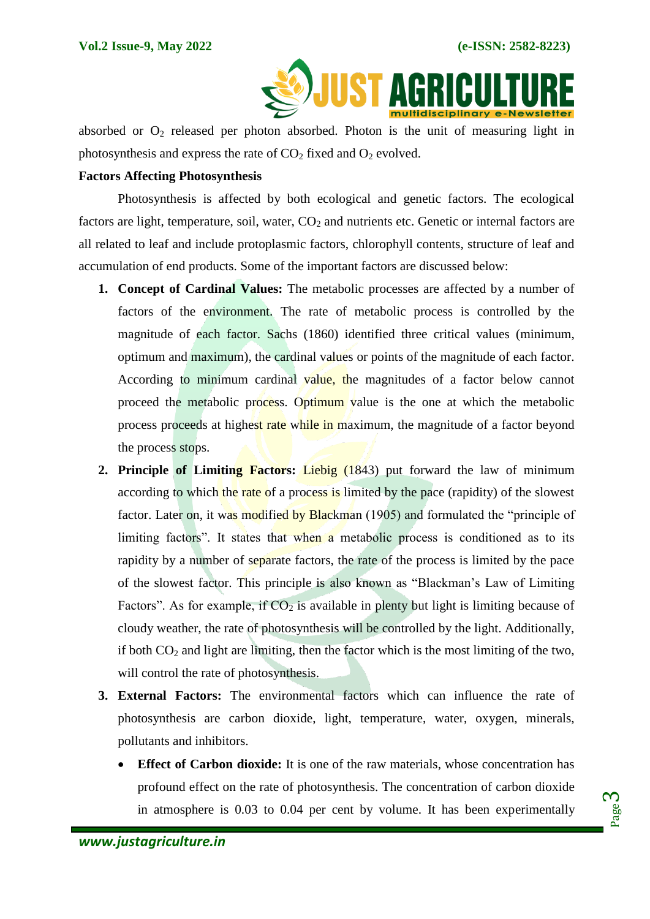absorbed or $O_2$ released per photon absorbed. Photon is the unit of measuring light in photosynthesis and express the rate of $CO_2$ fixed and $O_2$ evolved.

**Factors Affecting Photosynthesis**

Photosynthesis is affected by both ecological and genetic factors. The ecological factors are light, temperature, soil, water, $CO_2$ and nutrients etc. Genetic or internal factors are all related to leaf and include protoplasmic factors, chlorophyll contents, structure of leaf and accumulation of end products. Some of the important factors are discussed below:

1. **Concept of Cardinal Values:** The metabolic processes are affected by a number of factors of the environment. The rate of metabolic process is controlled by the magnitude of each factor. Sachs (1860) identified three critical values (minimum, optimum and maximum), the cardinal values or points of the magnitude of each factor. According to minimum cardinal value, the magnitudes of a factor below cannot proceed the metabolic process. Optimum value is the one at which the metabolic process proceeds at highest rate while in maximum, the magnitude of a factor beyond the process stops.
2. **Principle of Limiting Factors:** Liebig (1843) put forward the law of minimum according to which the rate of a process is limited by the pace (rapidity) of the slowest factor. Later on, it was modified by Blackman (1905) and formulated the "principle of limiting factors". It states that when a metabolic process is conditioned as to its rapidity by a number of separate factors, the rate of the process is limited by the pace of the slowest factor. This principle is also known as "Blackman's Law of Limiting Factors". As for example, if $CO_2$ is available in plenty but light is limiting because of cloudy weather, the rate of photosynthesis will be controlled by the light. Additionally, if both $CO_2$ and light are limiting, then the factor which is the most limiting of the two, will control the rate of photosynthesis.
3. **External Factors:** The environmental factors which can influence the rate of photosynthesis are carbon dioxide, light, temperature, water, oxygen, minerals, pollutants and inhibitors.
   - **Effect of Carbon dioxide:** It is one of the raw materials, whose concentration has profound effect on the rate of photosynthesis. The concentration of carbon dioxide in atmosphere is 0.03 to 0.04 per cent by volume. It has been experimentally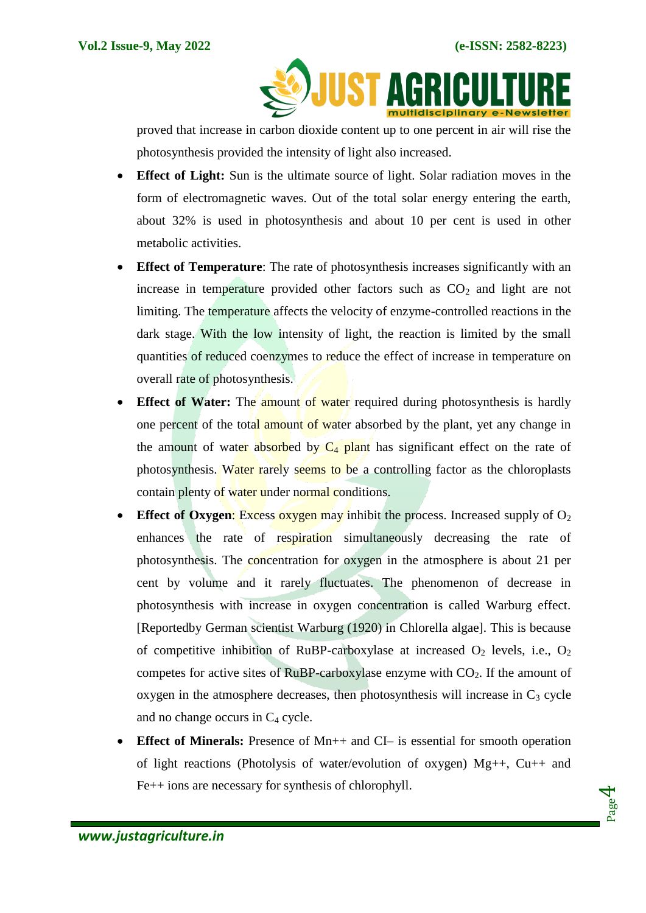proved that increase in carbon dioxide content up to one percent in air will rise the photosynthesis provided the intensity of light also increased.

- **Effect of Light:** Sun is the ultimate source of light. Solar radiation moves in the form of electromagnetic waves. Out of the total solar energy entering the earth, about 32% is used in photosynthesis and about 10 per cent is used in other metabolic activities.
- **Effect of Temperature**: The rate of photosynthesis increases significantly with an increase in temperature provided other factors such as $CO_2$ and light are not limiting. The temperature affects the velocity of enzyme-controlled reactions in the dark stage. With the low intensity of light, the reaction is limited by the small quantities of reduced coenzymes to reduce the effect of increase in temperature on overall rate of photosynthesis.
- **Effect of Water:** The amount of water required during photosynthesis is hardly one percent of the total amount of water absorbed by the plant, yet any change in the amount of water absorbed by $C_4$ plant has significant effect on the rate of photosynthesis. Water rarely seems to be a controlling factor as the chloroplasts contain plenty of water under normal conditions.
- **Effect of Oxygen**: Excess oxygen may inhibit the process. Increased supply of $O_2$ enhances the rate of respiration simultaneously decreasing the rate of photosynthesis. The concentration for oxygen in the atmosphere is about 21 per cent by volume and it rarely fluctuates. The phenomenon of decrease in photosynthesis with increase in oxygen concentration is called Warburg effect. [Reportedby German scientist Warburg (1920) in Chlorella algae]. This is because of competitive inhibition of RuBP-carboxylase at increased $O_2$ levels, i.e., $O_2$ competes for active sites of RuBP-carboxylase enzyme with $CO_2$. If the amount of oxygen in the atmosphere decreases, then photosynthesis will increase in $C_3$ cycle and no change occurs in $C_4$ cycle.
- **Effect of Minerals:** Presence of Mn++ and CI– is essential for smooth operation of light reactions (Photolysis of water/evolution of oxygen) Mg++, Cu++ and Fe++ ions are necessary for synthesis of chlorophyll.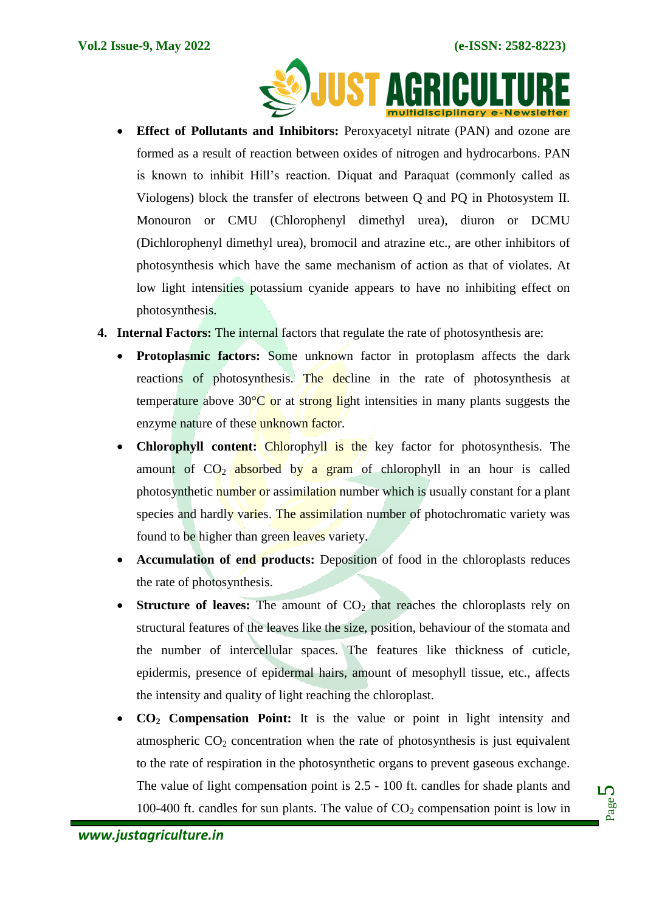- **Effect of Pollutants and Inhibitors:** Peroxyacetyl nitrate (PAN) and ozone are formed as a result of reaction between oxides of nitrogen and hydrocarbons. PAN is known to inhibit Hill's reaction. Diquat and Paraquat (commonly called as Viologens) block the transfer of electrons between Q and PQ in Photosystem II. Monouron or CMU (Chlorophenyl dimethyl urea), diuron or DCMU (Dichlorophenyl dimethyl urea), bromocil and atrazine etc., are other inhibitors of photosynthesis which have the same mechanism of action as that of violates. At low light intensities potassium cyanide appears to have no inhibiting effect on photosynthesis.

4. **Internal Factors:** The internal factors that regulate the rate of photosynthesis are:
   - **Protoplasmic factors:** Some unknown factor in protoplasm affects the dark reactions of photosynthesis. The decline in the rate of photosynthesis at temperature above 30°C or at strong light intensities in many plants suggests the enzyme nature of these unknown factor.
   - **Chlorophyll content:** Chlorophyll is the key factor for photosynthesis. The amount of $CO_2$ absorbed by a gram of chlorophyll in an hour is called photosynthetic number or assimilation number which is usually constant for a plant species and hardly varies. The assimilation number of photochromatic variety was found to be higher than green leaves variety.
   - **Accumulation of end products:** Deposition of food in the chloroplasts reduces the rate of photosynthesis.
   - **Structure of leaves:** The amount of $CO_2$ that reaches the chloroplasts rely on structural features of the leaves like the size, position, behaviour of the stomata and the number of intercellular spaces. The features like thickness of cuticle, epidermis, presence of epidermal hairs, amount of mesophyll tissue, etc., affects the intensity and quality of light reaching the chloroplast.
   - **$CO_2$ Compensation Point:** It is the value or point in light intensity and atmospheric $CO_2$ concentration when the rate of photosynthesis is just equivalent to the rate of respiration in the photosynthetic organs to prevent gaseous exchange. The value of light compensation point is 2.5 - 100 ft. candles for shade plants and 100-400 ft. candles for sun plants. The value of $CO_2$ compensation point is low in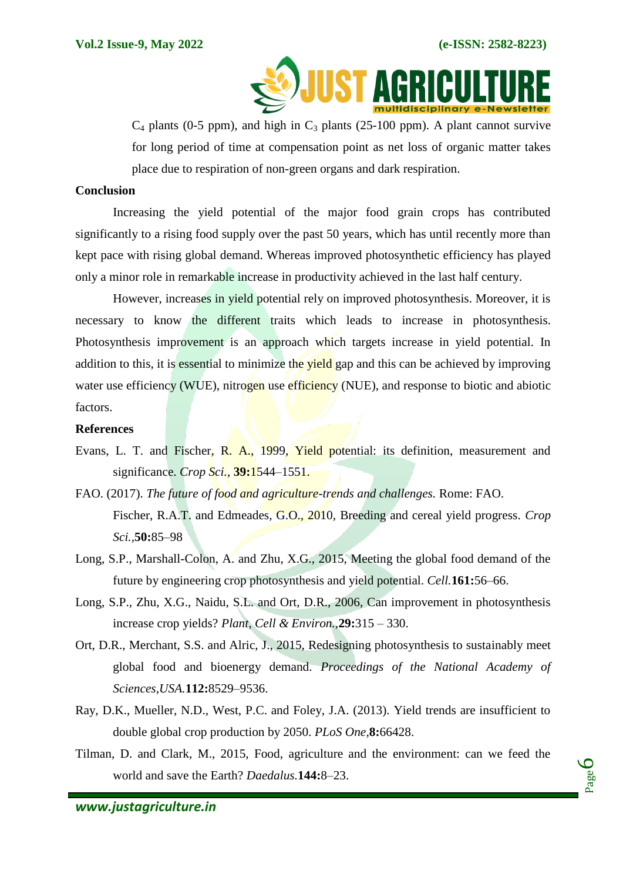$C_4$ plants (0-5 ppm), and high in $C_3$ plants (25-100 ppm). A plant cannot survive for long period of time at compensation point as net loss of organic matter takes place due to respiration of non-green organs and dark respiration.

**Conclusion**

Increasing the yield potential of the major food grain crops has contributed significantly to a rising food supply over the past 50 years, which has until recently more than kept pace with rising global demand. Whereas improved photosynthetic efficiency has played only a minor role in remarkable increase in productivity achieved in the last half century.

However, increases in yield potential rely on improved photosynthesis. Moreover, it is necessary to know the different traits which leads to increase in photosynthesis. Photosynthesis improvement is an approach which targets increase in yield potential. In addition to this, it is essential to minimize the yield gap and this can be achieved by improving water use efficiency (WUE), nitrogen use efficiency (NUE), and response to biotic and abiotic factors.

**References**

Evans, L. T. and Fischer, R. A., 1999, Yield potential: its definition, measurement and significance. *Crop Sci.*, **39:**1544–1551.

FAO. (2017). *The future of food and agriculture-trends and challenges.* Rome: FAO.

Fischer, R.A.T. and Edmeades, G.O., 2010, Breeding and cereal yield progress. *Crop Sci.*,**50:**85–98

Long, S.P., Marshall-Colon, A. and Zhu, X.G., 2015, Meeting the global food demand of the future by engineering crop photosynthesis and yield potential. *Cell.***161:**56–66.

Long, S.P., Zhu, X.G., Naidu, S.L. and Ort, D.R., 2006, Can improvement in photosynthesis increase crop yields? *Plant, Cell & Environ.*,**29:**315 – 330.

Ort, D.R., Merchant, S.S. and Alric, J., 2015, Redesigning photosynthesis to sustainably meet global food and bioenergy demand. *Proceedings of the National Academy of Sciences,USA.***112:**8529–9536.

Ray, D.K., Mueller, N.D., West, P.C. and Foley, J.A. (2013). Yield trends are insufficient to double global crop production by 2050. *PLoS One,***8:**66428.

Tilman, D. and Clark, M., 2015, Food, agriculture and the environment: can we feed the world and save the Earth? *Daedalus.***144:**8–23.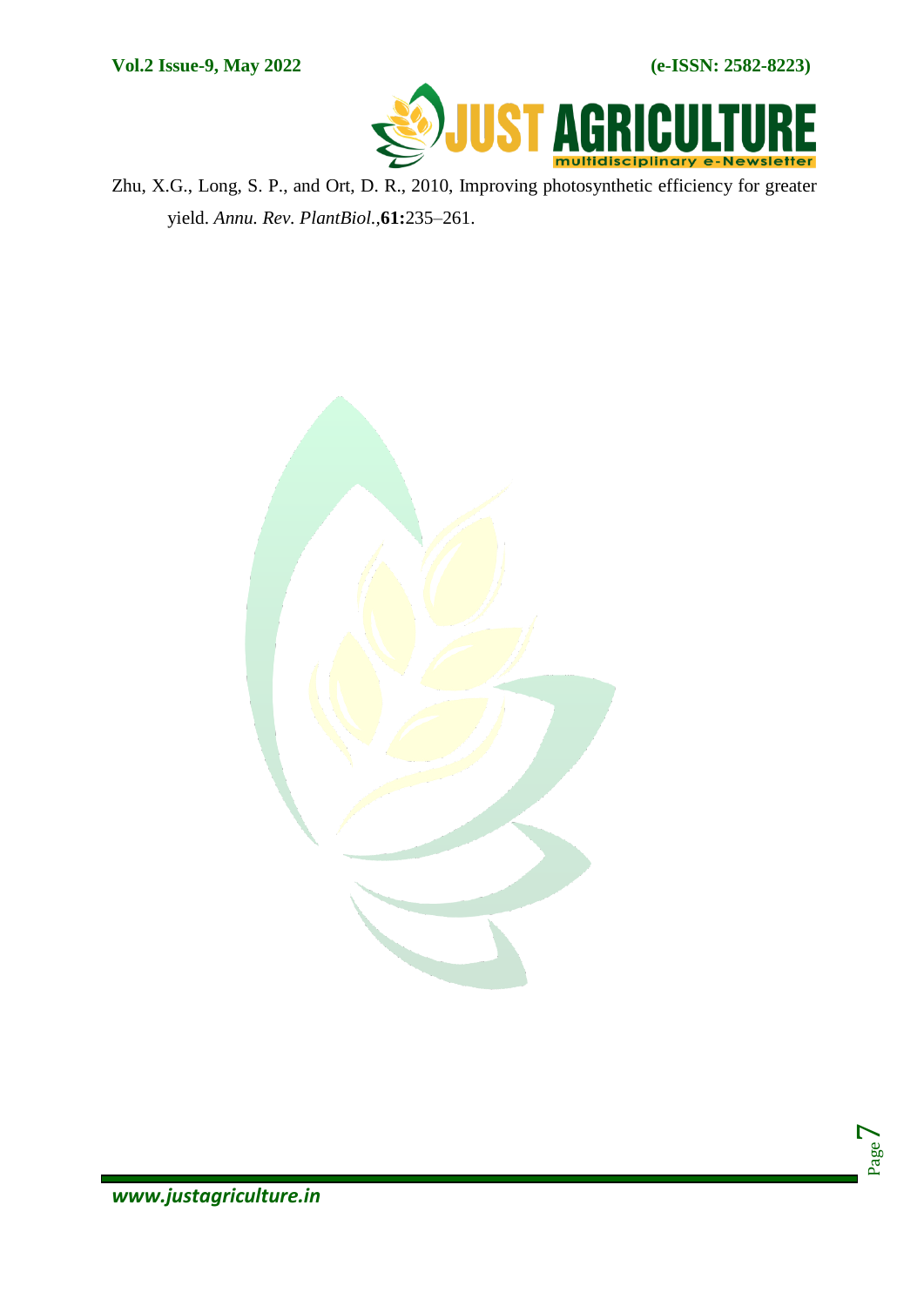Zhu, X.G., Long, S. P., and Ort, D. R., 2010, Improving photosynthetic efficiency for greater yield. *Annu. Rev. PlantBiol.*,**61:**235–261.